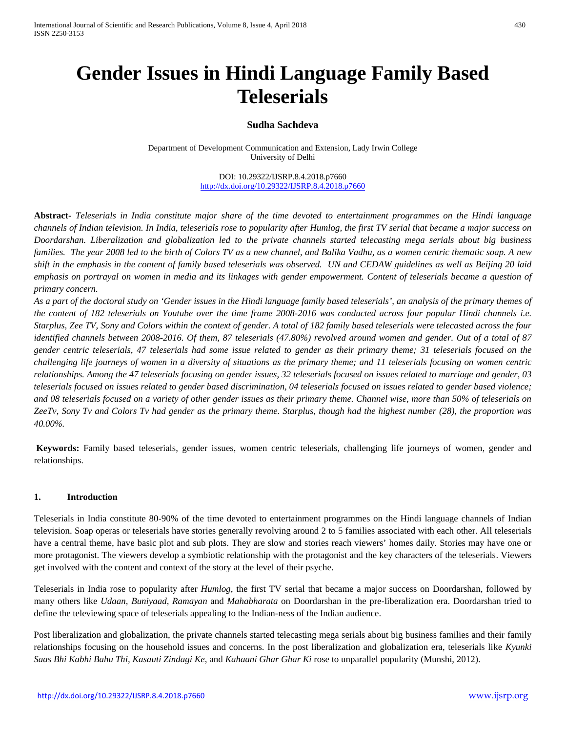# Gender Issues in Hindi Language Family Based Teleserials

**Sudha Sachdeva**

Department of Development Communication and Extension, Lady Irwin College
University of Delhi

DOI: 10.29322/IJSRP.8.4.2018.p7660
http://dx.doi.org/10.29322/IJSRP.8.4.2018.p7660

**Abstract-** *Teleserials in India constitute major share of the time devoted to entertainment programmes on the Hindi language channels of Indian television. In India, teleserials rose to popularity after Humlog, the first TV serial that became a major success on Doordarshan. Liberalization and globalization led to the private channels started telecasting mega serials about big business families. The year 2008 led to the birth of Colors TV as a new channel, and Balika Vadhu, as a women centric thematic soap. A new shift in the emphasis in the content of family based teleserials was observed. UN and CEDAW guidelines as well as Beijing 20 laid emphasis on portrayal on women in media and its linkages with gender empowerment. Content of teleserials became a question of primary concern.*

*As a part of the doctoral study on 'Gender issues in the Hindi language family based teleserials', an analysis of the primary themes of the content of 182 teleserials on Youtube over the time frame 2008-2016 was conducted across four popular Hindi channels i.e. Starplus, Zee TV, Sony and Colors within the context of gender. A total of 182 family based teleserials were telecasted across the four identified channels between 2008-2016. Of them, 87 teleserials (47.80%) revolved around women and gender. Out of a total of 87 gender centric teleserials, 47 teleserials had some issue related to gender as their primary theme; 31 teleserials focused on the challenging life journeys of women in a diversity of situations as the primary theme; and 11 teleserials focusing on women centric relationships. Among the 47 teleserials focusing on gender issues, 32 teleserials focused on issues related to marriage and gender, 03 teleserials focused on issues related to gender based discrimination, 04 teleserials focused on issues related to gender based violence; and 08 teleserials focused on a variety of other gender issues as their primary theme. Channel wise, more than 50% of teleserials on ZeeTv, Sony Tv and Colors Tv had gender as the primary theme. Starplus, though had the highest number (28), the proportion was 40.00%.*

**Keywords:** Family based teleserials, gender issues, women centric teleserials, challenging life journeys of women, gender and relationships.

## 1. Introduction

Teleserials in India constitute 80-90% of the time devoted to entertainment programmes on the Hindi language channels of Indian television. Soap operas or teleserials have stories generally revolving around 2 to 5 families associated with each other. All teleserials have a central theme, have basic plot and sub plots. They are slow and stories reach viewers' homes daily. Stories may have one or more protagonist. The viewers develop a symbiotic relationship with the protagonist and the key characters of the teleserials. Viewers get involved with the content and context of the story at the level of their psyche.

Teleserials in India rose to popularity after *Humlog*, the first TV serial that became a major success on Doordarshan, followed by many others like *Udaan, Buniyaad, Ramayan* and *Mahabharata* on Doordarshan in the pre-liberalization era. Doordarshan tried to define the televiewing space of teleserials appealing to the Indian-ness of the Indian audience.

Post liberalization and globalization, the private channels started telecasting mega serials about big business families and their family relationships focusing on the household issues and concerns. In the post liberalization and globalization era, teleserials like *Kyunki Saas Bhi Kabhi Bahu Thi, Kasauti Zindagi Ke*, and *Kahaani Ghar Ghar Ki* rose to unparallel popularity (Munshi, 2012).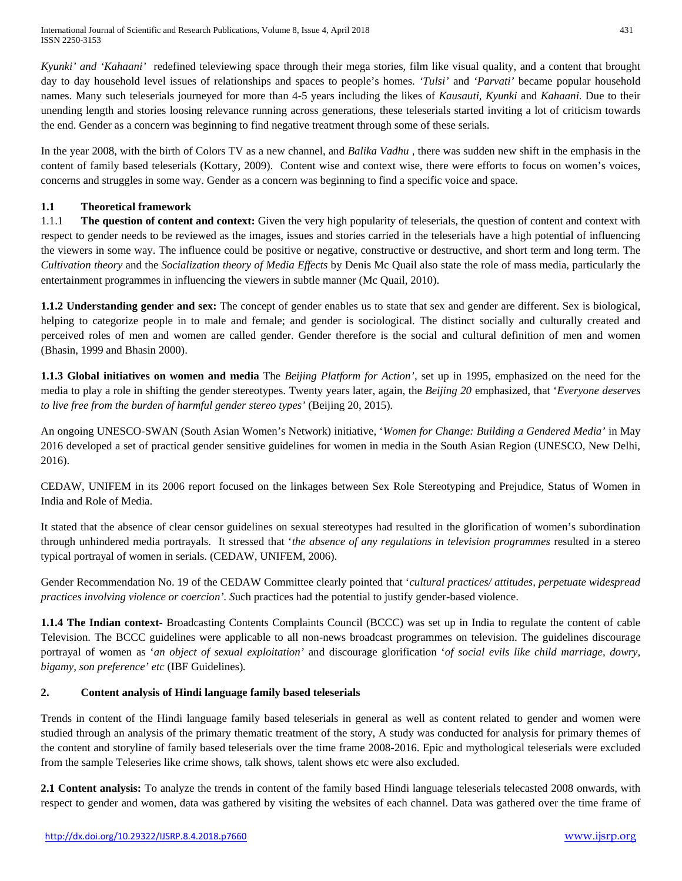*Kyunki' and 'Kahaani'* redefined televiewing space through their mega stories, film like visual quality, and a content that brought day to day household level issues of relationships and spaces to people's homes. *'Tulsi'* and *'Parvati'* became popular household names. Many such teleserials journeyed for more than 4-5 years including the likes of *Kausauti, Kyunki* and *Kahaani*. Due to their unending length and stories loosing relevance running across generations, these teleserials started inviting a lot of criticism towards the end. Gender as a concern was beginning to find negative treatment through some of these serials.

In the year 2008, with the birth of Colors TV as a new channel, and *Balika Vadhu* , there was sudden new shift in the emphasis in the content of family based teleserials (Kottary, 2009). Content wise and context wise, there were efforts to focus on women's voices, concerns and struggles in some way. Gender as a concern was beginning to find a specific voice and space.

### 1.1 Theoretical framework

1.1.1 **The question of content and context:** Given the very high popularity of teleserials, the question of content and context with respect to gender needs to be reviewed as the images, issues and stories carried in the teleserials have a high potential of influencing the viewers in some way. The influence could be positive or negative, constructive or destructive, and short term and long term. The *Cultivation theory* and the *Socialization theory of Media Effects* by Denis Mc Quail also state the role of mass media, particularly the entertainment programmes in influencing the viewers in subtle manner (Mc Quail, 2010).

**1.1.2 Understanding gender and sex:** The concept of gender enables us to state that sex and gender are different. Sex is biological, helping to categorize people in to male and female; and gender is sociological. The distinct socially and culturally created and perceived roles of men and women are called gender. Gender therefore is the social and cultural definition of men and women (Bhasin, 1999 and Bhasin 2000).

**1.1.3 Global initiatives on women and media** The *Beijing Platform for Action*', set up in 1995, emphasized on the need for the media to play a role in shifting the gender stereotypes. Twenty years later, again, the *Beijing 20* emphasized, that '*Everyone deserves to live free from the burden of harmful gender stereo types'* (Beijing 20, 2015).

An ongoing UNESCO-SWAN (South Asian Women's Network) initiative, '*Women for Change: Building a Gendered Media'* in May 2016 developed a set of practical gender sensitive guidelines for women in media in the South Asian Region (UNESCO, New Delhi, 2016).

CEDAW, UNIFEM in its 2006 report focused on the linkages between Sex Role Stereotyping and Prejudice, Status of Women in India and Role of Media.

It stated that the absence of clear censor guidelines on sexual stereotypes had resulted in the glorification of women's subordination through unhindered media portrayals. It stressed that '*the absence of any regulations in television programmes* resulted in a stereo typical portrayal of women in serials. (CEDAW, UNIFEM, 2006).

Gender Recommendation No. 19 of the CEDAW Committee clearly pointed that '*cultural practices/ attitudes, perpetuate widespread practices involving violence or coercion'. S*uch practices had the potential to justify gender-based violence.

**1.1.4 The Indian context-** Broadcasting Contents Complaints Council (BCCC) was set up in India to regulate the content of cable Television. The BCCC guidelines were applicable to all non-news broadcast programmes on television. The guidelines discourage portrayal of women as '*an object of sexual exploitation'* and discourage glorification '*of social evils like child marriage, dowry, bigamy, son preference' etc* (IBF Guidelines)*.*

## 2. Content analysis of Hindi language family based teleserials

Trends in content of the Hindi language family based teleserials in general as well as content related to gender and women were studied through an analysis of the primary thematic treatment of the story, A study was conducted for analysis for primary themes of the content and storyline of family based teleserials over the time frame 2008-2016. Epic and mythological teleserials were excluded from the sample Teleseries like crime shows, talk shows, talent shows etc were also excluded.

**2.1 Content analysis:** To analyze the trends in content of the family based Hindi language teleserials telecasted 2008 onwards, with respect to gender and women, data was gathered by visiting the websites of each channel. Data was gathered over the time frame of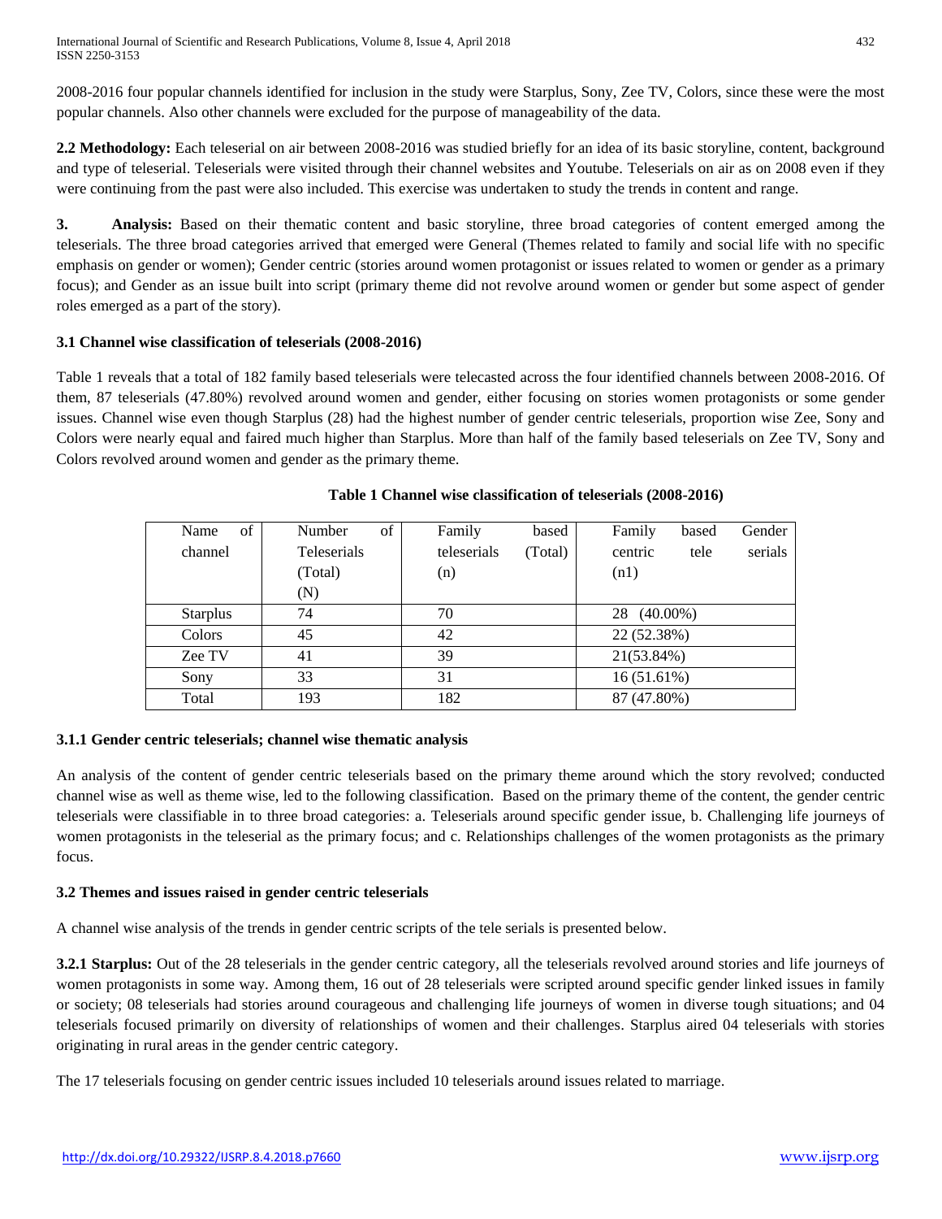2008-2016 four popular channels identified for inclusion in the study were Starplus, Sony, Zee TV, Colors, since these were the most popular channels. Also other channels were excluded for the purpose of manageability of the data.

**2.2 Methodology:** Each teleserial on air between 2008-2016 was studied briefly for an idea of its basic storyline, content, background and type of teleserial. Teleserials were visited through their channel websites and Youtube. Teleserials on air as on 2008 even if they were continuing from the past were also included. This exercise was undertaken to study the trends in content and range.

**3. Analysis:** Based on their thematic content and basic storyline, three broad categories of content emerged among the teleserials. The three broad categories arrived that emerged were General (Themes related to family and social life with no specific emphasis on gender or women); Gender centric (stories around women protagonist or issues related to women or gender as a primary focus); and Gender as an issue built into script (primary theme did not revolve around women or gender but some aspect of gender roles emerged as a part of the story).

### 3.1 Channel wise classification of teleserials (2008-2016)

Table 1 reveals that a total of 182 family based teleserials were telecasted across the four identified channels between 2008-2016. Of them, 87 teleserials (47.80%) revolved around women and gender, either focusing on stories women protagonists or some gender issues. Channel wise even though Starplus (28) had the highest number of gender centric teleserials, proportion wise Zee, Sony and Colors were nearly equal and faired much higher than Starplus. More than half of the family based teleserials on Zee TV, Sony and Colors revolved around women and gender as the primary theme.

**Table 1 Channel wise classification of teleserials (2008-2016)**

| Name of channel | Number of Teleserials (Total) (N) | Family based teleserials (Total) (n) | Family based Gender centric tele serials (n1) |
|---|---|---|---|
| Starplus | 74 | 70 | 28 (40.00%) |
| Colors | 45 | 42 | 22 (52.38%) |
| Zee TV | 41 | 39 | 21(53.84%) |
| Sony | 33 | 31 | 16 (51.61%) |
| Total | 193 | 182 | 87 (47.80%) |

#### 3.1.1 Gender centric teleserials; channel wise thematic analysis

An analysis of the content of gender centric teleserials based on the primary theme around which the story revolved; conducted channel wise as well as theme wise, led to the following classification. Based on the primary theme of the content, the gender centric teleserials were classifiable in to three broad categories: a. Teleserials around specific gender issue, b. Challenging life journeys of women protagonists in the teleserial as the primary focus; and c. Relationships challenges of the women protagonists as the primary focus.

### 3.2 Themes and issues raised in gender centric teleserials

A channel wise analysis of the trends in gender centric scripts of the tele serials is presented below.

**3.2.1 Starplus:** Out of the 28 teleserials in the gender centric category, all the teleserials revolved around stories and life journeys of women protagonists in some way. Among them, 16 out of 28 teleserials were scripted around specific gender linked issues in family or society; 08 teleserials had stories around courageous and challenging life journeys of women in diverse tough situations; and 04 teleserials focused primarily on diversity of relationships of women and their challenges. Starplus aired 04 teleserials with stories originating in rural areas in the gender centric category.

The 17 teleserials focusing on gender centric issues included 10 teleserials around issues related to marriage.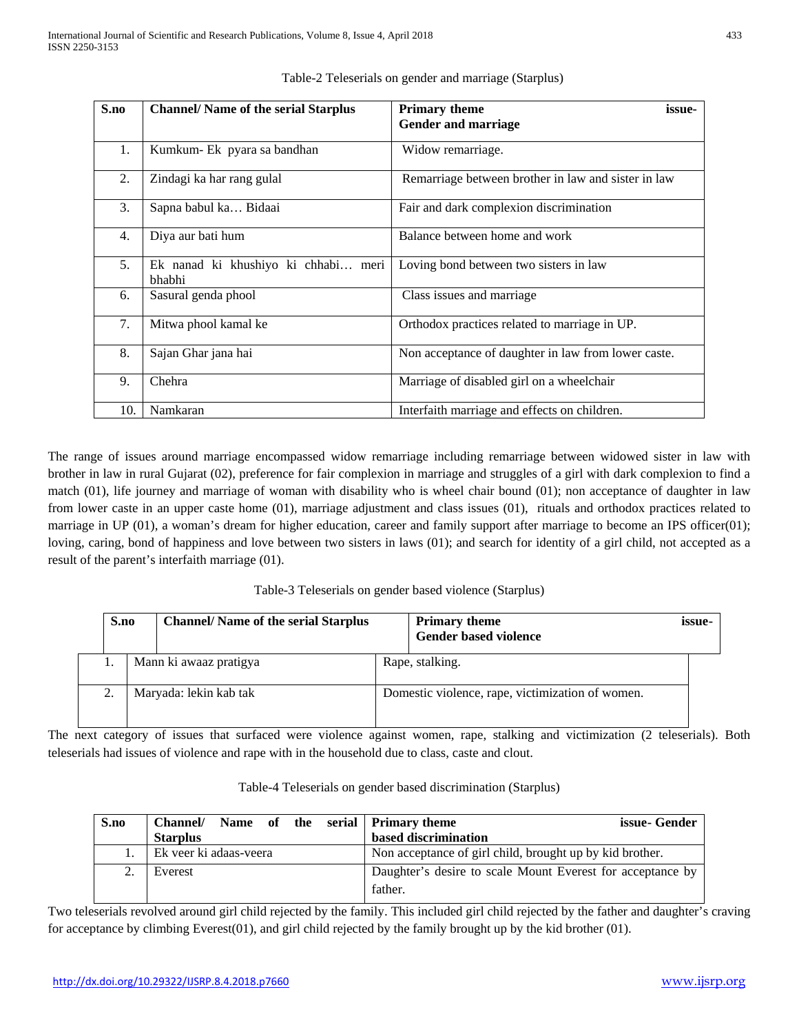Table-2 Teleserials on gender and marriage (Starplus)

| S.no | Channel/ Name of the serial Starplus | Primary theme issue- Gender and marriage |
|---|---|---|
| 1. | Kumkum- Ek pyara sa bandhan | Widow remarriage. |
| 2. | Zindagi ka har rang gulal | Remarriage between brother in law and sister in law |
| 3. | Sapna babul ka… Bidaai | Fair and dark complexion discrimination |
| 4. | Diya aur bati hum | Balance between home and work |
| 5. | Ek nanad ki khushiyo ki chhabi… meri bhabhi | Loving bond between two sisters in law |
| 6. | Sasural genda phool | Class issues and marriage |
| 7. | Mitwa phool kamal ke | Orthodox practices related to marriage in UP. |
| 8. | Sajan Ghar jana hai | Non acceptance of daughter in law from lower caste. |
| 9. | Chehra | Marriage of disabled girl on a wheelchair |
| 10. | Namkaran | Interfaith marriage and effects on children. |

The range of issues around marriage encompassed widow remarriage including remarriage between widowed sister in law with brother in law in rural Gujarat (02), preference for fair complexion in marriage and struggles of a girl with dark complexion to find a match (01), life journey and marriage of woman with disability who is wheel chair bound (01); non acceptance of daughter in law from lower caste in an upper caste home (01), marriage adjustment and class issues (01), rituals and orthodox practices related to marriage in UP (01), a woman's dream for higher education, career and family support after marriage to become an IPS officer(01); loving, caring, bond of happiness and love between two sisters in laws (01); and search for identity of a girl child, not accepted as a result of the parent's interfaith marriage (01).

Table-3 Teleserials on gender based violence (Starplus)

| S.no | Channel/ Name of the serial Starplus | Primary theme issue- Gender based violence |
|---|---|---|
| 1. | Mann ki awaaz pratigya | Rape, stalking. |
| 2. | Maryada: lekin kab tak | Domestic violence, rape, victimization of women. |

The next category of issues that surfaced were violence against women, rape, stalking and victimization (2 teleserials). Both teleserials had issues of violence and rape with in the household due to class, caste and clout.

Table-4 Teleserials on gender based discrimination (Starplus)

| S.no | Channel/ Name of the serial Starplus | Primary theme issue- Gender based discrimination |
|---|---|---|
| 1. | Ek veer ki adaas-veera | Non acceptance of girl child, brought up by kid brother. |
| 2. | Everest | Daughter's desire to scale Mount Everest for acceptance by father. |

Two teleserials revolved around girl child rejected by the family. This included girl child rejected by the father and daughter's craving for acceptance by climbing Everest(01), and girl child rejected by the family brought up by the kid brother (01).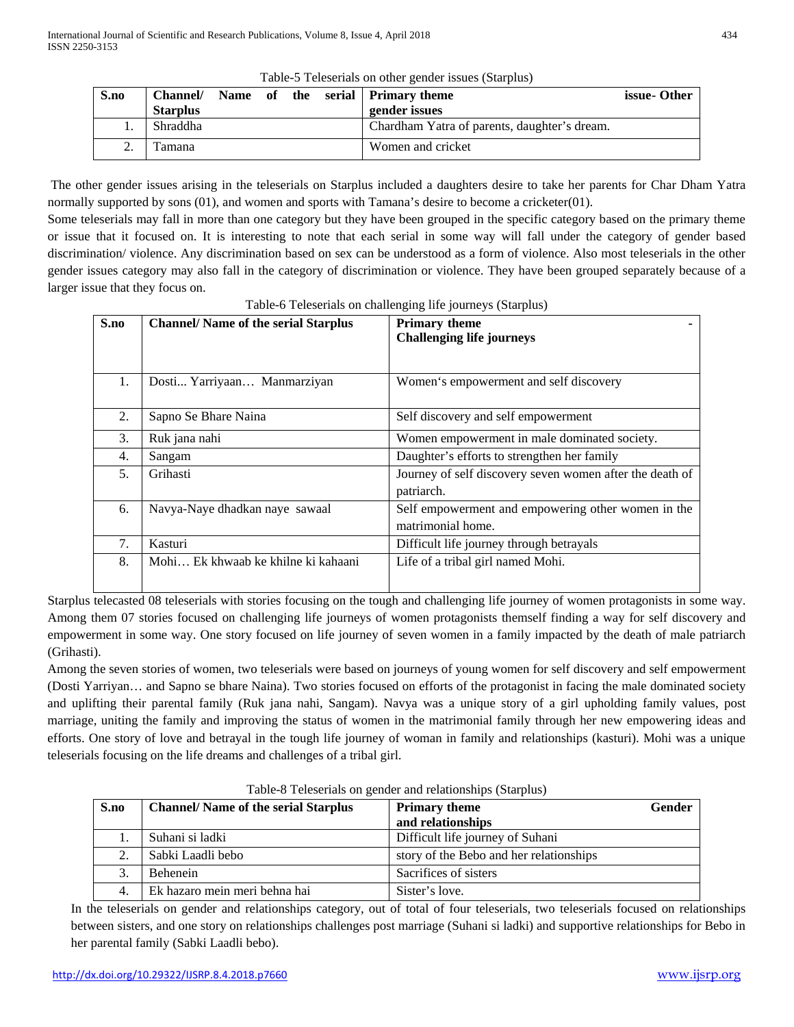Table-5 Teleserials on other gender issues (Starplus)

| S.no | Channel/ Name of the serial Starplus | Primary theme issue- Other gender issues |
|---|---|---|
| 1. | Shraddha | Chardham Yatra of parents, daughter's dream. |
| 2. | Tamana | Women and cricket |

The other gender issues arising in the teleserials on Starplus included a daughters desire to take her parents for Char Dham Yatra normally supported by sons (01), and women and sports with Tamana's desire to become a cricketer(01).

Some teleserials may fall in more than one category but they have been grouped in the specific category based on the primary theme or issue that it focused on. It is interesting to note that each serial in some way will fall under the category of gender based discrimination/ violence. Any discrimination based on sex can be understood as a form of violence. Also most teleserials in the other gender issues category may also fall in the category of discrimination or violence. They have been grouped separately because of a larger issue that they focus on.

Table-6 Teleserials on challenging life journeys (Starplus)

| S.no | Channel/ Name of the serial Starplus | Primary theme - Challenging life journeys |
|---|---|---|
| 1. | Dosti... Yarriyaan… Manmarziyan | Women's empowerment and self discovery |
| 2. | Sapno Se Bhare Naina | Self discovery and self empowerment |
| 3. | Ruk jana nahi | Women empowerment in male dominated society. |
| 4. | Sangam | Daughter's efforts to strengthen her family |
| 5. | Grihasti | Journey of self discovery seven women after the death of patriarch. |
| 6. | Navya-Naye dhadkan naye sawaal | Self empowerment and empowering other women in the matrimonial home. |
| 7. | Kasturi | Difficult life journey through betrayals |
| 8. | Mohi… Ek khwaab ke khilne ki kahaani | Life of a tribal girl named Mohi. |

Starplus telecasted 08 teleserials with stories focusing on the tough and challenging life journey of women protagonists in some way. Among them 07 stories focused on challenging life journeys of women protagonists themself finding a way for self discovery and empowerment in some way. One story focused on life journey of seven women in a family impacted by the death of male patriarch (Grihasti).

Among the seven stories of women, two teleserials were based on journeys of young women for self discovery and self empowerment (Dosti Yarriyan… and Sapno se bhare Naina). Two stories focused on efforts of the protagonist in facing the male dominated society and uplifting their parental family (Ruk jana nahi, Sangam). Navya was a unique story of a girl upholding family values, post marriage, uniting the family and improving the status of women in the matrimonial family through her new empowering ideas and efforts. One story of love and betrayal in the tough life journey of woman in family and relationships (kasturi). Mohi was a unique teleserials focusing on the life dreams and challenges of a tribal girl.

Table-8 Teleserials on gender and relationships (Starplus)

| S.no | Channel/ Name of the serial Starplus | Primary theme Gender and relationships |
|---|---|---|
| 1. | Suhani si ladki | Difficult life journey of Suhani |
| 2. | Sabki Laadli bebo | story of the Bebo and her relationships |
| 3. | Behenein | Sacrifices of sisters |
| 4. | Ek hazaro mein meri behna hai | Sister's love. |

In the teleserials on gender and relationships category, out of total of four teleserials, two teleserials focused on relationships between sisters, and one story on relationships challenges post marriage (Suhani si ladki) and supportive relationships for Bebo in her parental family (Sabki Laadli bebo).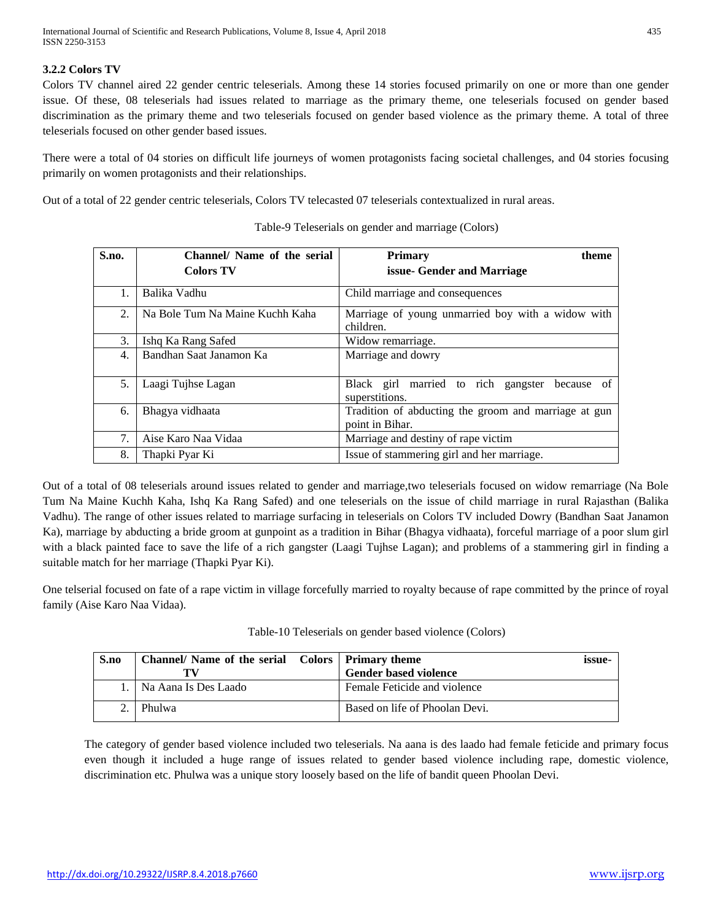### 3.2.2 Colors TV

Colors TV channel aired 22 gender centric teleserials. Among these 14 stories focused primarily on one or more than one gender issue. Of these, 08 teleserials had issues related to marriage as the primary theme, one teleserials focused on gender based discrimination as the primary theme and two teleserials focused on gender based violence as the primary theme. A total of three teleserials focused on other gender based issues.

There were a total of 04 stories on difficult life journeys of women protagonists facing societal challenges, and 04 stories focusing primarily on women protagonists and their relationships.

Out of a total of 22 gender centric teleserials, Colors TV telecasted 07 teleserials contextualized in rural areas.

Table-9 Teleserials on gender and marriage (Colors)

| S.no. | Channel/ Name of the serial Colors TV | Primary theme issue- Gender and Marriage |
|---|---|---|
| 1. | Balika Vadhu | Child marriage and consequences |
| 2. | Na Bole Tum Na Maine Kuchh Kaha | Marriage of young unmarried boy with a widow with children. |
| 3. | Ishq Ka Rang Safed | Widow remarriage. |
| 4. | Bandhan Saat Janamon Ka | Marriage and dowry |
| 5. | Laagi Tujhse Lagan | Black girl married to rich gangster because of superstitions. |
| 6. | Bhagya vidhaata | Tradition of abducting the groom and marriage at gun point in Bihar. |
| 7. | Aise Karo Naa Vidaa | Marriage and destiny of rape victim |
| 8. | Thapki Pyar Ki | Issue of stammering girl and her marriage. |

Out of a total of 08 teleserials around issues related to gender and marriage,two teleserials focused on widow remarriage (Na Bole Tum Na Maine Kuchh Kaha, Ishq Ka Rang Safed) and one teleserials on the issue of child marriage in rural Rajasthan (Balika Vadhu). The range of other issues related to marriage surfacing in teleserials on Colors TV included Dowry (Bandhan Saat Janamon Ka), marriage by abducting a bride groom at gunpoint as a tradition in Bihar (Bhagya vidhaata), forceful marriage of a poor slum girl with a black painted face to save the life of a rich gangster (Laagi Tujhse Lagan); and problems of a stammering girl in finding a suitable match for her marriage (Thapki Pyar Ki).

One telserial focused on fate of a rape victim in village forcefully married to royalty because of rape committed by the prince of royal family (Aise Karo Naa Vidaa).

Table-10 Teleserials on gender based violence (Colors)

| S.no | Channel/ Name of the serial Colors TV | Primary theme issue- Gender based violence |
|---|---|---|
| 1. | Na Aana Is Des Laado | Female Feticide and violence |
| 2. | Phulwa | Based on life of Phoolan Devi. |

The category of gender based violence included two teleserials. Na aana is des laado had female feticide and primary focus even though it included a huge range of issues related to gender based violence including rape, domestic violence, discrimination etc. Phulwa was a unique story loosely based on the life of bandit queen Phoolan Devi.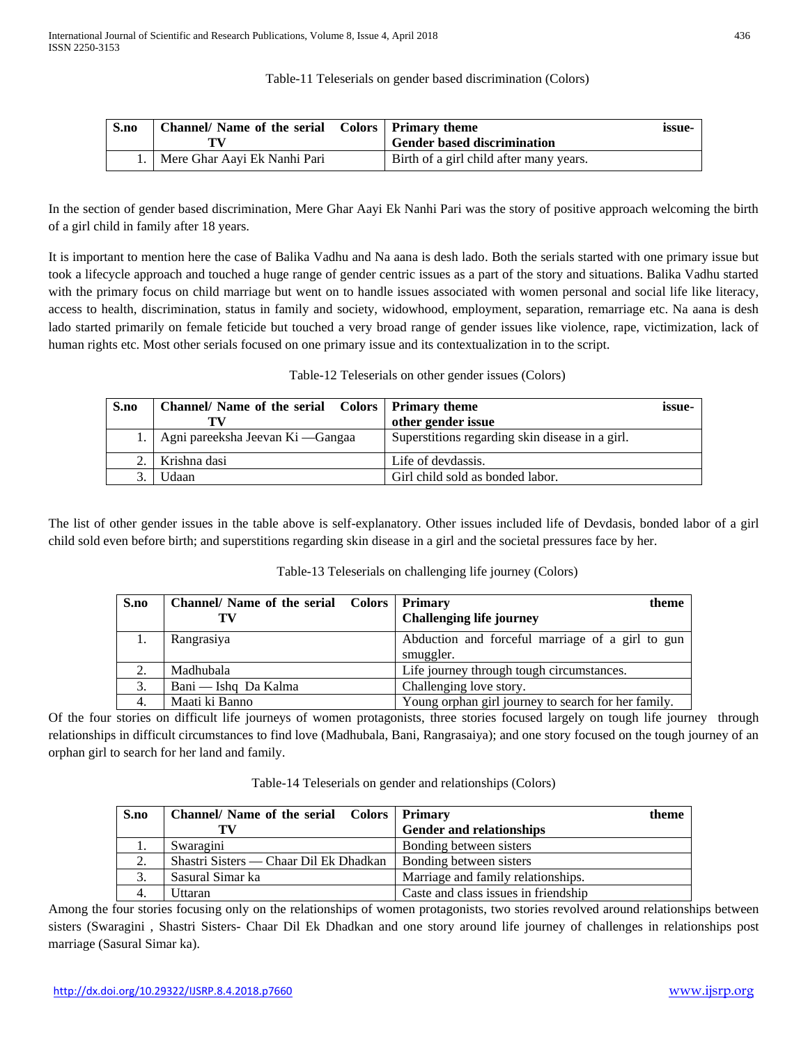Table-11 Teleserials on gender based discrimination (Colors)

| S.no | Channel/ Name of the serial Colors TV | Primary theme issue- Gender based discrimination |
|---|---|---|
| 1. | Mere Ghar Aayi Ek Nanhi Pari | Birth of a girl child after many years. |

In the section of gender based discrimination, Mere Ghar Aayi Ek Nanhi Pari was the story of positive approach welcoming the birth of a girl child in family after 18 years.

It is important to mention here the case of Balika Vadhu and Na aana is desh lado. Both the serials started with one primary issue but took a lifecycle approach and touched a huge range of gender centric issues as a part of the story and situations. Balika Vadhu started with the primary focus on child marriage but went on to handle issues associated with women personal and social life like literacy, access to health, discrimination, status in family and society, widowhood, employment, separation, remarriage etc. Na aana is desh lado started primarily on female feticide but touched a very broad range of gender issues like violence, rape, victimization, lack of human rights etc. Most other serials focused on one primary issue and its contextualization in to the script.

Table-12 Teleserials on other gender issues (Colors)

| S.no | Channel/ Name of the serial Colors TV | Primary theme issue- other gender issue |
|---|---|---|
| 1. | Agni pareeksha Jeevan Ki —Gangaa | Superstitions regarding skin disease in a girl. |
| 2. | Krishna dasi | Life of devdassis. |
| 3. | Udaan | Girl child sold as bonded labor. |

The list of other gender issues in the table above is self-explanatory. Other issues included life of Devdasis, bonded labor of a girl child sold even before birth; and superstitions regarding skin disease in a girl and the societal pressures face by her.

Table-13 Teleserials on challenging life journey (Colors)

| S.no | Channel/ Name of the serial Colors TV | Primary theme Challenging life journey |
|---|---|---|
| 1. | Rangrasiya | Abduction and forceful marriage of a girl to gun smuggler. |
| 2. | Madhubala | Life journey through tough circumstances. |
| 3. | Bani — Ishq Da Kalma | Challenging love story. |
| 4. | Maati ki Banno | Young orphan girl journey to search for her family. |

Of the four stories on difficult life journeys of women protagonists, three stories focused largely on tough life journey through relationships in difficult circumstances to find love (Madhubala, Bani, Rangrasaiya); and one story focused on the tough journey of an orphan girl to search for her land and family.

Table-14 Teleserials on gender and relationships (Colors)

| S.no | Channel/ Name of the serial Colors TV | Primary theme Gender and relationships |
|---|---|---|
| 1. | Swaragini | Bonding between sisters |
| 2. | Shastri Sisters — Chaar Dil Ek Dhadkan | Bonding between sisters |
| 3. | Sasural Simar ka | Marriage and family relationships. |
| 4. | Uttaran | Caste and class issues in friendship |

Among the four stories focusing only on the relationships of women protagonists, two stories revolved around relationships between sisters (Swaragini , Shastri Sisters- Chaar Dil Ek Dhadkan and one story around life journey of challenges in relationships post marriage (Sasural Simar ka).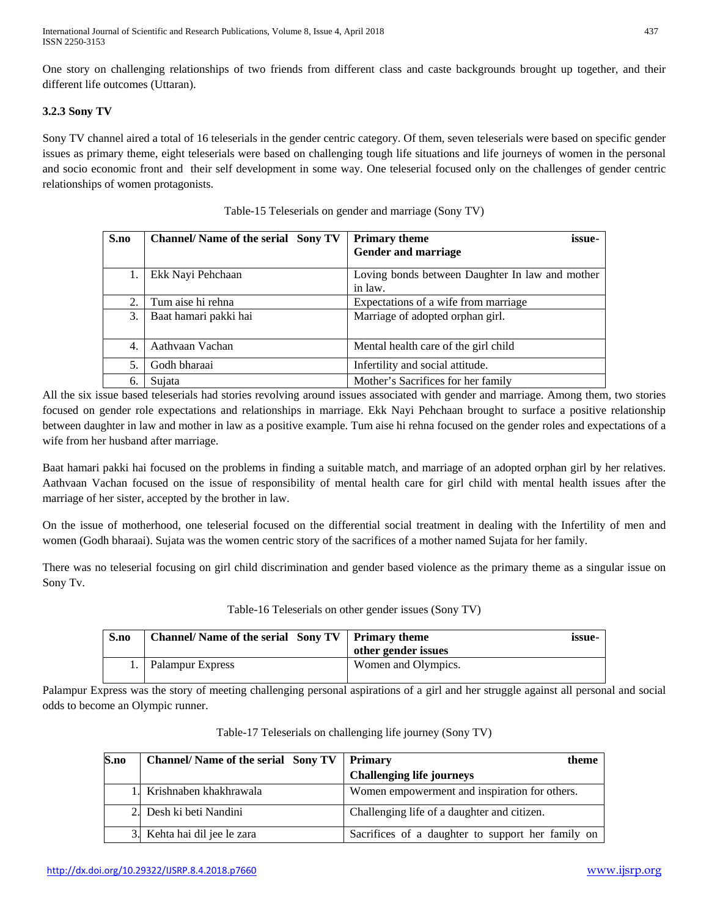One story on challenging relationships of two friends from different class and caste backgrounds brought up together, and their different life outcomes (Uttaran).

### 3.2.3 Sony TV

Sony TV channel aired a total of 16 teleserials in the gender centric category. Of them, seven teleserials were based on specific gender issues as primary theme, eight teleserials were based on challenging tough life situations and life journeys of women in the personal and socio economic front and their self development in some way. One teleserial focused only on the challenges of gender centric relationships of women protagonists.

Table-15 Teleserials on gender and marriage (Sony TV)

| S.no | Channel/ Name of the serial Sony TV | Primary theme issue- Gender and marriage |
|---|---|---|
| 1. | Ekk Nayi Pehchaan | Loving bonds between Daughter In law and mother in law. |
| 2. | Tum aise hi rehna | Expectations of a wife from marriage |
| 3. | Baat hamari pakki hai | Marriage of adopted orphan girl. |
| 4. | Aathvaan Vachan | Mental health care of the girl child |
| 5. | Godh bharaai | Infertility and social attitude. |
| 6. | Sujata | Mother's Sacrifices for her family |

All the six issue based teleserials had stories revolving around issues associated with gender and marriage. Among them, two stories focused on gender role expectations and relationships in marriage. Ekk Nayi Pehchaan brought to surface a positive relationship between daughter in law and mother in law as a positive example. Tum aise hi rehna focused on the gender roles and expectations of a wife from her husband after marriage.

Baat hamari pakki hai focused on the problems in finding a suitable match, and marriage of an adopted orphan girl by her relatives. Aathvaan Vachan focused on the issue of responsibility of mental health care for girl child with mental health issues after the marriage of her sister, accepted by the brother in law.

On the issue of motherhood, one teleserial focused on the differential social treatment in dealing with the Infertility of men and women (Godh bharaai). Sujata was the women centric story of the sacrifices of a mother named Sujata for her family.

There was no teleserial focusing on girl child discrimination and gender based violence as the primary theme as a singular issue on Sony Tv.

Table-16 Teleserials on other gender issues (Sony TV)

| S.no | Channel/ Name of the serial Sony TV | Primary theme issue- other gender issues |
|---|---|---|
| 1. | Palampur Express | Women and Olympics. |

Palampur Express was the story of meeting challenging personal aspirations of a girl and her struggle against all personal and social odds to become an Olympic runner.

Table-17 Teleserials on challenging life journey (Sony TV)

| S.no | Channel/ Name of the serial Sony TV | Primary theme Challenging life journeys |
|---|---|---|
| 1. | Krishnaben khakhrawala | Women empowerment and inspiration for others. |
| 2. | Desh ki beti Nandini | Challenging life of a daughter and citizen. |
| 3. | Kehta hai dil jee le zara | Sacrifices of a daughter to support her family on |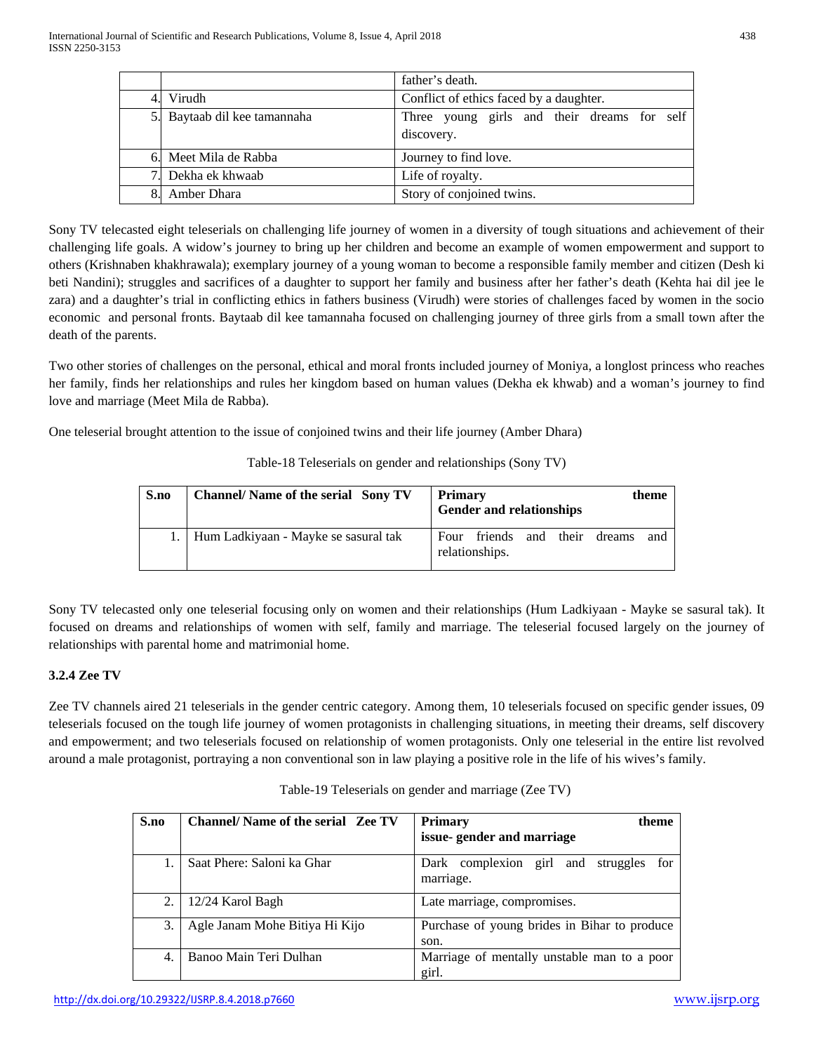| | | father's death. |
|---|---|---|
| 4. | Virudh | Conflict of ethics faced by a daughter. |
| 5. | Baytaab dil kee tamannaha | Three young girls and their dreams for self discovery. |
| 6. | Meet Mila de Rabba | Journey to find love. |
| 7. | Dekha ek khwaab | Life of royalty. |
| 8. | Amber Dhara | Story of conjoined twins. |

Sony TV telecasted eight teleserials on challenging life journey of women in a diversity of tough situations and achievement of their challenging life goals. A widow's journey to bring up her children and become an example of women empowerment and support to others (Krishnaben khakhrawala); exemplary journey of a young woman to become a responsible family member and citizen (Desh ki beti Nandini); struggles and sacrifices of a daughter to support her family and business after her father's death (Kehta hai dil jee le zara) and a daughter's trial in conflicting ethics in fathers business (Virudh) were stories of challenges faced by women in the socio economic and personal fronts. Baytaab dil kee tamannaha focused on challenging journey of three girls from a small town after the death of the parents.

Two other stories of challenges on the personal, ethical and moral fronts included journey of Moniya, a longlost princess who reaches her family, finds her relationships and rules her kingdom based on human values (Dekha ek khwab) and a woman's journey to find love and marriage (Meet Mila de Rabba).

One teleserial brought attention to the issue of conjoined twins and their life journey (Amber Dhara)

Table-18 Teleserials on gender and relationships (Sony TV)

| S.no | Channel/ Name of the serial Sony TV | Primary theme Gender and relationships |
|---|---|---|
| 1. | Hum Ladkiyaan - Mayke se sasural tak | Four friends and their dreams and relationships. |

Sony TV telecasted only one teleserial focusing only on women and their relationships (Hum Ladkiyaan - Mayke se sasural tak). It focused on dreams and relationships of women with self, family and marriage. The teleserial focused largely on the journey of relationships with parental home and matrimonial home.

### 3.2.4 Zee TV

Zee TV channels aired 21 teleserials in the gender centric category. Among them, 10 teleserials focused on specific gender issues, 09 teleserials focused on the tough life journey of women protagonists in challenging situations, in meeting their dreams, self discovery and empowerment; and two teleserials focused on relationship of women protagonists. Only one teleserial in the entire list revolved around a male protagonist, portraying a non conventional son in law playing a positive role in the life of his wives's family.

Table-19 Teleserials on gender and marriage (Zee TV)

| S.no | Channel/ Name of the serial Zee TV | Primary theme issue- gender and marriage |
|---|---|---|
| 1. | Saat Phere: Saloni ka Ghar | Dark complexion girl and struggles for marriage. |
| 2. | 12/24 Karol Bagh | Late marriage, compromises. |
| 3. | Agle Janam Mohe Bitiya Hi Kijo | Purchase of young brides in Bihar to produce son. |
| 4. | Banoo Main Teri Dulhan | Marriage of mentally unstable man to a poor girl. |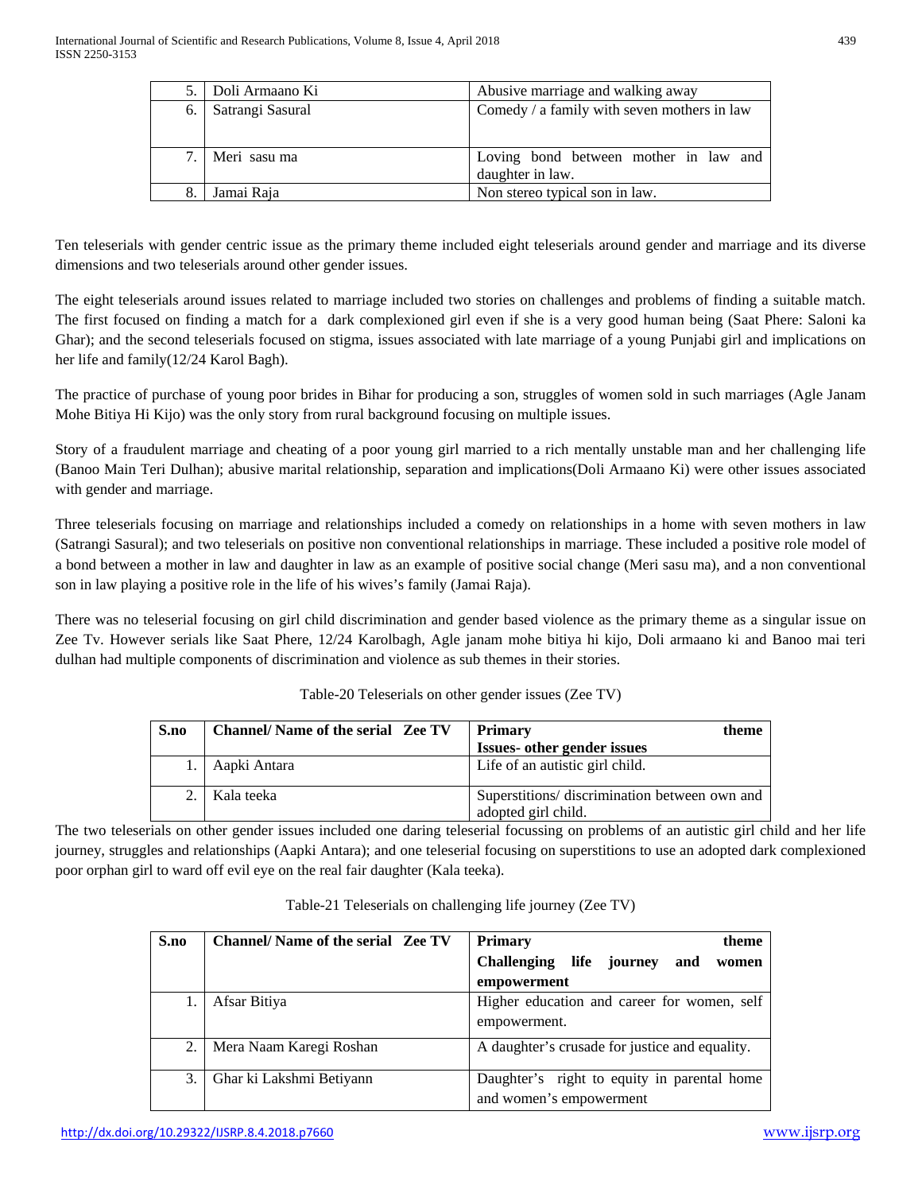| | | |
|---|---|---|
| 5. | Doli Armaano Ki | Abusive marriage and walking away |
| 6. | Satrangi Sasural | Comedy / a family with seven mothers in law |
| 7. | Meri sasu ma | Loving bond between mother in law and daughter in law. |
| 8. | Jamai Raja | Non stereo typical son in law. |

Ten teleserials with gender centric issue as the primary theme included eight teleserials around gender and marriage and its diverse dimensions and two teleserials around other gender issues.

The eight teleserials around issues related to marriage included two stories on challenges and problems of finding a suitable match. The first focused on finding a match for a dark complexioned girl even if she is a very good human being (Saat Phere: Saloni ka Ghar); and the second teleserials focused on stigma, issues associated with late marriage of a young Punjabi girl and implications on her life and family(12/24 Karol Bagh).

The practice of purchase of young poor brides in Bihar for producing a son, struggles of women sold in such marriages (Agle Janam Mohe Bitiya Hi Kijo) was the only story from rural background focusing on multiple issues.

Story of a fraudulent marriage and cheating of a poor young girl married to a rich mentally unstable man and her challenging life (Banoo Main Teri Dulhan); abusive marital relationship, separation and implications(Doli Armaano Ki) were other issues associated with gender and marriage.

Three teleserials focusing on marriage and relationships included a comedy on relationships in a home with seven mothers in law (Satrangi Sasural); and two teleserials on positive non conventional relationships in marriage. These included a positive role model of a bond between a mother in law and daughter in law as an example of positive social change (Meri sasu ma), and a non conventional son in law playing a positive role in the life of his wives's family (Jamai Raja).

There was no teleserial focusing on girl child discrimination and gender based violence as the primary theme as a singular issue on Zee Tv. However serials like Saat Phere, 12/24 Karolbagh, Agle janam mohe bitiya hi kijo, Doli armaano ki and Banoo mai teri dulhan had multiple components of discrimination and violence as sub themes in their stories.

Table-20 Teleserials on other gender issues (Zee TV)

| S.no | Channel/ Name of the serial Zee TV | Primary theme Issues- other gender issues |
|---|---|---|
| 1. | Aapki Antara | Life of an autistic girl child. |
| 2. | Kala teeka | Superstitions/ discrimination between own and adopted girl child. |

The two teleserials on other gender issues included one daring teleserial focussing on problems of an autistic girl child and her life journey, struggles and relationships (Aapki Antara); and one teleserial focusing on superstitions to use an adopted dark complexioned poor orphan girl to ward off evil eye on the real fair daughter (Kala teeka).

Table-21 Teleserials on challenging life journey (Zee TV)

| S.no | Channel/ Name of the serial Zee TV | Primary theme Challenging life journey and women empowerment |
|---|---|---|
| 1. | Afsar Bitiya | Higher education and career for women, self empowerment. |
| 2. | Mera Naam Karegi Roshan | A daughter's crusade for justice and equality. |
| 3. | Ghar ki Lakshmi Betiyann | Daughter's right to equity in parental home and women's empowerment |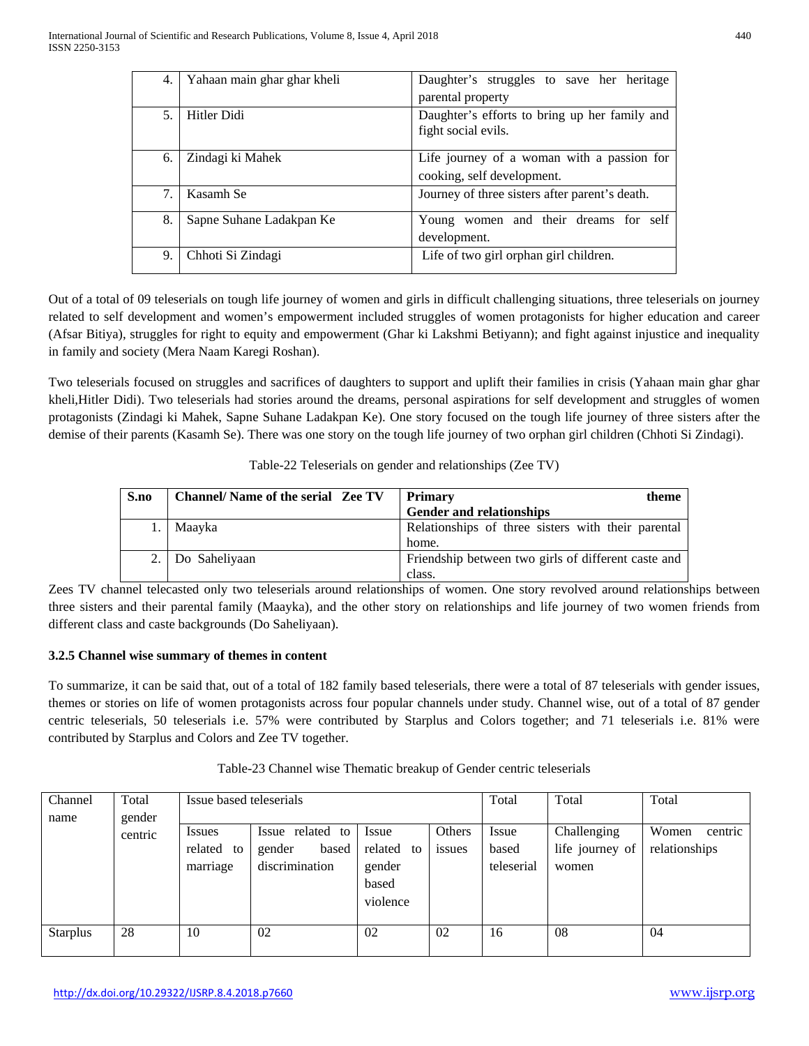| | | |
|---|---|---|
| 4. | Yahaan main ghar ghar kheli | Daughter's struggles to save her heritage parental property |
| 5. | Hitler Didi | Daughter's efforts to bring up her family and fight social evils. |
| 6. | Zindagi ki Mahek | Life journey of a woman with a passion for cooking, self development. |
| 7. | Kasamh Se | Journey of three sisters after parent's death. |
| 8. | Sapne Suhane Ladakpan Ke | Young women and their dreams for self development. |
| 9. | Chhoti Si Zindagi | Life of two girl orphan girl children. |

Out of a total of 09 teleserials on tough life journey of women and girls in difficult challenging situations, three teleserials on journey related to self development and women's empowerment included struggles of women protagonists for higher education and career (Afsar Bitiya), struggles for right to equity and empowerment (Ghar ki Lakshmi Betiyann); and fight against injustice and inequality in family and society (Mera Naam Karegi Roshan).

Two teleserials focused on struggles and sacrifices of daughters to support and uplift their families in crisis (Yahaan main ghar ghar kheli,Hitler Didi). Two teleserials had stories around the dreams, personal aspirations for self development and struggles of women protagonists (Zindagi ki Mahek, Sapne Suhane Ladakpan Ke). One story focused on the tough life journey of three sisters after the demise of their parents (Kasamh Se). There was one story on the tough life journey of two orphan girl children (Chhoti Si Zindagi).

Table-22 Teleserials on gender and relationships (Zee TV)

| **S.no** | **Channel/ Name of the serial Zee TV** | **Primary theme Gender and relationships** |
|---|---|---|
| 1. | Maayka | Relationships of three sisters with their parental home. |
| 2. | Do Saheliyaan | Friendship between two girls of different caste and class. |

Zees TV channel telecasted only two teleserials around relationships of women. One story revolved around relationships between three sisters and their parental family (Maayka), and the other story on relationships and life journey of two women friends from different class and caste backgrounds (Do Saheliyaan).

**3.2.5 Channel wise summary of themes in content**

To summarize, it can be said that, out of a total of 182 family based teleserials, there were a total of 87 teleserials with gender issues, themes or stories on life of women protagonists across four popular channels under study. Channel wise, out of a total of 87 gender centric teleserials, 50 teleserials i.e. 57% were contributed by Starplus and Colors together; and 71 teleserials i.e. 81% were contributed by Starplus and Colors and Zee TV together.

Table-23 Channel wise Thematic breakup of Gender centric teleserials

| Channel name | Total gender centric | Issue based teleserials | | | | Total | Total | Total |
|---|---|---|---|---|---|---|---|---|
| | | Issues related to marriage | Issue related to gender based discrimination | Issue related to gender based violence | Others issues | Issue based teleserial | Challenging life journey of women | Women centric relationships |
| Starplus | 28 | 10 | 02 | 02 | 02 | 16 | 08 | 04 |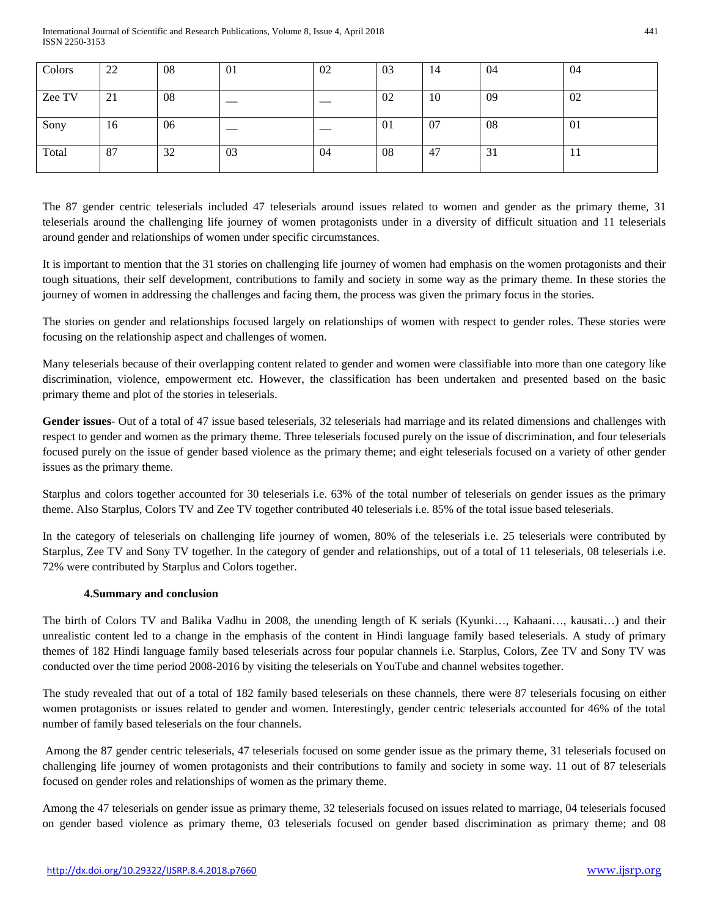| Colors | 22 | 08 | 01 | 02 | 03 | 14 | 04 | 04 |
|---|---|---|---|---|---|---|---|---|
| Zee TV | 21 | 08 | __ | __ | 02 | 10 | 09 | 02 |
| Sony | 16 | 06 | __ | __ | 01 | 07 | 08 | 01 |
| Total | 87 | 32 | 03 | 04 | 08 | 47 | 31 | 11 |

The 87 gender centric teleserials included 47 teleserials around issues related to women and gender as the primary theme, 31 teleserials around the challenging life journey of women protagonists under in a diversity of difficult situation and 11 teleserials around gender and relationships of women under specific circumstances.

It is important to mention that the 31 stories on challenging life journey of women had emphasis on the women protagonists and their tough situations, their self development, contributions to family and society in some way as the primary theme. In these stories the journey of women in addressing the challenges and facing them, the process was given the primary focus in the stories.

The stories on gender and relationships focused largely on relationships of women with respect to gender roles. These stories were focusing on the relationship aspect and challenges of women.

Many teleserials because of their overlapping content related to gender and women were classifiable into more than one category like discrimination, violence, empowerment etc. However, the classification has been undertaken and presented based on the basic primary theme and plot of the stories in teleserials.

**Gender issues**- Out of a total of 47 issue based teleserials, 32 teleserials had marriage and its related dimensions and challenges with respect to gender and women as the primary theme. Three teleserials focused purely on the issue of discrimination, and four teleserials focused purely on the issue of gender based violence as the primary theme; and eight teleserials focused on a variety of other gender issues as the primary theme.

Starplus and colors together accounted for 30 teleserials i.e. 63% of the total number of teleserials on gender issues as the primary theme. Also Starplus, Colors TV and Zee TV together contributed 40 teleserials i.e. 85% of the total issue based teleserials.

In the category of teleserials on challenging life journey of women, 80% of the teleserials i.e. 25 teleserials were contributed by Starplus, Zee TV and Sony TV together. In the category of gender and relationships, out of a total of 11 teleserials, 08 teleserials i.e. 72% were contributed by Starplus and Colors together.

## 4.Summary and conclusion

The birth of Colors TV and Balika Vadhu in 2008, the unending length of K serials (Kyunki…, Kahaani…, kausati…) and their unrealistic content led to a change in the emphasis of the content in Hindi language family based teleserials. A study of primary themes of 182 Hindi language family based teleserials across four popular channels i.e. Starplus, Colors, Zee TV and Sony TV was conducted over the time period 2008-2016 by visiting the teleserials on YouTube and channel websites together.

The study revealed that out of a total of 182 family based teleserials on these channels, there were 87 teleserials focusing on either women protagonists or issues related to gender and women. Interestingly, gender centric teleserials accounted for 46% of the total number of family based teleserials on the four channels.

Among the 87 gender centric teleserials, 47 teleserials focused on some gender issue as the primary theme, 31 teleserials focused on challenging life journey of women protagonists and their contributions to family and society in some way. 11 out of 87 teleserials focused on gender roles and relationships of women as the primary theme.

Among the 47 teleserials on gender issue as primary theme, 32 teleserials focused on issues related to marriage, 04 teleserials focused on gender based violence as primary theme, 03 teleserials focused on gender based discrimination as primary theme; and 08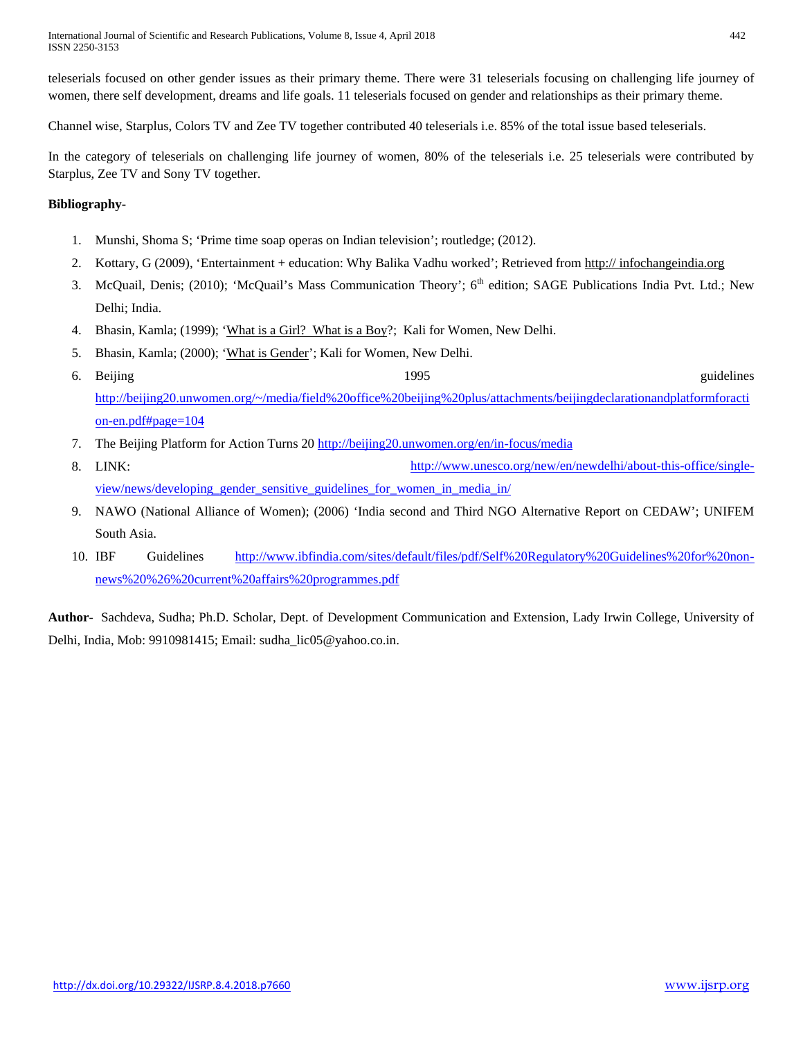teleserials focused on other gender issues as their primary theme. There were 31 teleserials focusing on challenging life journey of women, there self development, dreams and life goals. 11 teleserials focused on gender and relationships as their primary theme.

Channel wise, Starplus, Colors TV and Zee TV together contributed 40 teleserials i.e. 85% of the total issue based teleserials.

In the category of teleserials on challenging life journey of women, 80% of the teleserials i.e. 25 teleserials were contributed by Starplus, Zee TV and Sony TV together.

**Bibliography-**

1. Munshi, Shoma S; 'Prime time soap operas on Indian television'; routledge; (2012).
2. Kottary, G (2009), 'Entertainment + education: Why Balika Vadhu worked'; Retrieved from http:// infochangeindia.org
3. McQuail, Denis; (2010); 'McQuail's Mass Communication Theory'; 6th edition; SAGE Publications India Pvt. Ltd.; New Delhi; India.
4. Bhasin, Kamla; (1999); 'What is a Girl? What is a Boy?; Kali for Women, New Delhi.
5. Bhasin, Kamla; (2000); 'What is Gender'; Kali for Women, New Delhi.
6. Beijing 1995 guidelines http://beijing20.unwomen.org/~/media/field%20office%20beijing%20plus/attachments/beijingdeclarationandplatformforaction-en.pdf#page=104
7. The Beijing Platform for Action Turns 20 http://beijing20.unwomen.org/en/in-focus/media
8. LINK: http://www.unesco.org/new/en/newdelhi/about-this-office/single-view/news/developing_gender_sensitive_guidelines_for_women_in_media_in/
9. NAWO (National Alliance of Women); (2006) 'India second and Third NGO Alternative Report on CEDAW'; UNIFEM South Asia.
10. IBF Guidelines http://www.ibfindia.com/sites/default/files/pdf/Self%20Regulatory%20Guidelines%20for%20non-news%20%26%20current%20affairs%20programmes.pdf

**Author**- Sachdeva, Sudha; Ph.D. Scholar, Dept. of Development Communication and Extension, Lady Irwin College, University of Delhi, India, Mob: 9910981415; Email: sudha_lic05@yahoo.co.in.